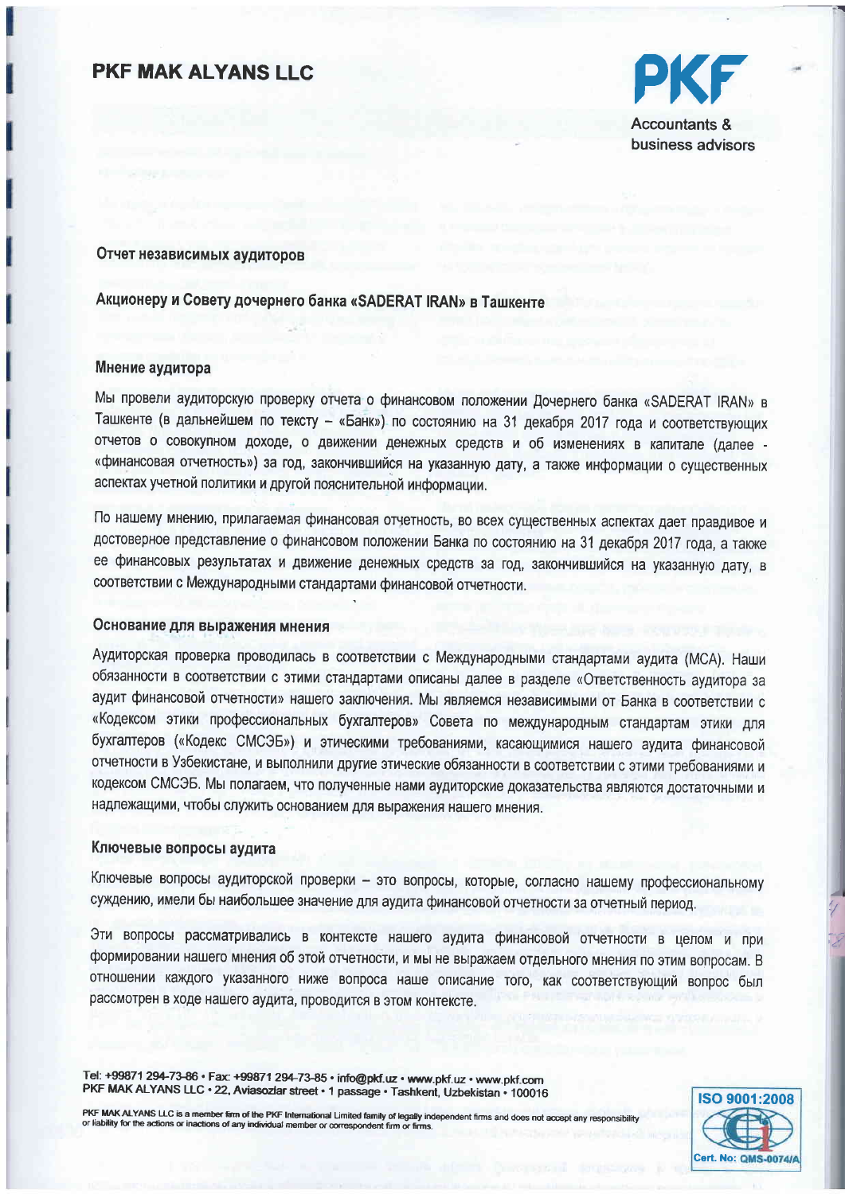# PKF MAK ALYANS LLC

PKF
Accountants & business advisors

## Отчет независимых аудиторов

### Акционеру и Совету дочернего банка «SADERAT IRAN» в Ташкенте

### Мнение аудитора

Мы провели аудиторскую проверку отчета о финансовом положении Дочернего банка «SADERAT IRAN» в Ташкенте (в дальнейшем по тексту – «Банк») по состоянию на 31 декабря 2017 года и соответствующих отчетов о совокупном доходе, о движении денежных средств и об изменениях в капитале (далее - «финансовая отчетность») за год, закончившийся на указанную дату, а также информации о существенных аспектах учетной политики и другой пояснительной информации.

По нашему мнению, прилагаемая финансовая отчетность, во всех существенных аспектах дает правдивое и достоверное представление о финансовом положении Банка по состоянию на 31 декабря 2017 года, а также ее финансовых результатах и движение денежных средств за год, закончившийся на указанную дату, в соответствии с Международными стандартами финансовой отчетности.

### Основание для выражения мнения

Аудиторская проверка проводилась в соответствии с Международными стандартами аудита (МСА). Наши обязанности в соответствии с этими стандартами описаны далее в разделе «Ответственность аудитора за аудит финансовой отчетности» нашего заключения. Мы являемся независимыми от Банка в соответствии с «Кодексом этики профессиональных бухгалтеров» Совета по международным стандартам этики для бухгалтеров («Кодекс СМСЭБ») и этическими требованиями, касающимися нашего аудита финансовой отчетности в Узбекистане, и выполнили другие этические обязанности в соответствии с этими требованиями и кодексом СМСЭБ. Мы полагаем, что полученные нами аудиторские доказательства являются достаточными и надлежащими, чтобы служить основанием для выражения нашего мнения.

### Ключевые вопросы аудита

Ключевые вопросы аудиторской проверки – это вопросы, которые, согласно нашему профессиональному суждению, имели бы наибольшее значение для аудита финансовой отчетности за отчетный период.

Эти вопросы рассматривались в контексте нашего аудита финансовой отчетности в целом и при формировании нашего мнения об этой отчетности, и мы не выражаем отдельного мнения по этим вопросам. В отношении каждого указанного ниже вопроса наше описание того, как соответствующий вопрос был рассмотрен в ходе нашего аудита, проводится в этом контексте.

Tel: +99871 294-73-86 • Fax: +99871 294-73-85 • info@pkf.uz • www.pkf.uz • www.pkf.com
PKF MAK ALYANS LLC • 22, Aviasozlar street • 1 passage • Tashkent, Uzbekistan • 100016

PKF MAK ALYANS LLC is a member firm of the PKF International Limited family of legally independent firms and does not accept any responsibility or liability for the actions or inactions of any individual member or correspondent firm or firms.

ISO 9001:2008
Cert. No: QMS-0074/A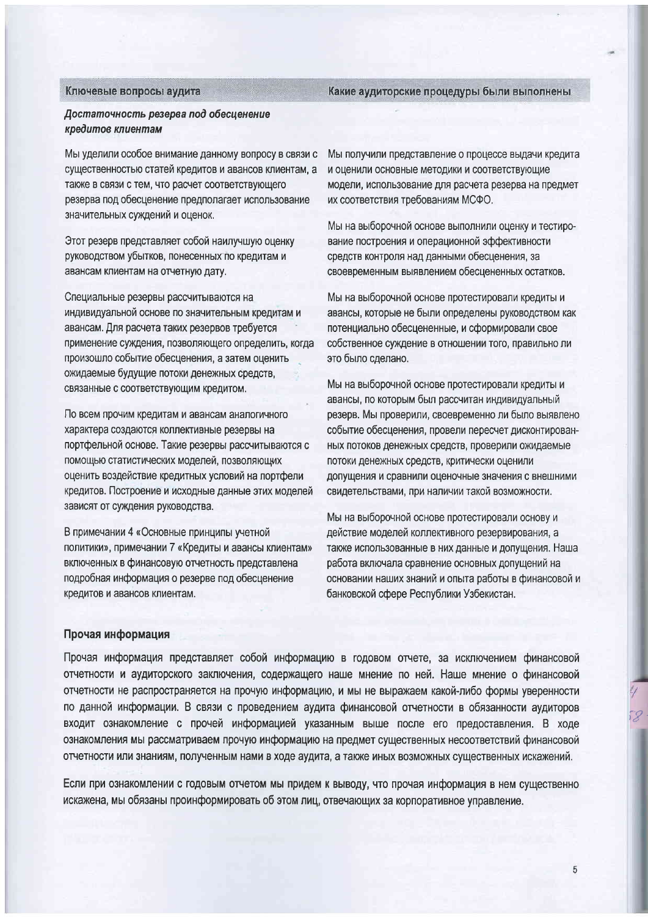| Ключевые вопросы аудита | Какие аудиторские процедуры были выполнены |
| --- | --- |
| ***Достаточность резерва под обесценение кредитов клиентам*** | |
| Мы уделили особое внимание данному вопросу в связи с существенностью статей кредитов и авансов клиентам, а также в связи с тем, что расчет соответствующего резерва под обесценение предполагает использование значительных суждений и оценок. | Мы получили представление о процессе выдачи кредита и оценили основные методики и соответствующие модели, использование для расчета резерва на предмет их соответствия требованиям МСФО. |
| Этот резерв представляет собой наилучшую оценку руководством убытков, понесенных по кредитам и авансам клиентам на отчетную дату. | Мы на выборочной основе выполнили оценку и тестирование построения и операционной эффективности средств контроля над данными обесценения, за своевременным выявлением обесцененных остатков. |
| Специальные резервы рассчитываются на индивидуальной основе по значительным кредитам и авансам. Для расчета таких резервов требуется применение суждения, позволяющего определить, когда произошло событие обесценения, а затем оценить ожидаемые будущие потоки денежных средств, связанные с соответствующим кредитом. | Мы на выборочной основе протестировали кредиты и авансы, которые не были определены руководством как потенциально обесцененные, и сформировали свое собственное суждение в отношении того, правильно ли это было сделано. |
| По всем прочим кредитам и авансам аналогичного характера создаются коллективные резервы на портфельной основе. Такие резервы рассчитываются с помощью статистических моделей, позволяющих оценить воздействие кредитных условий на портфели кредитов. Построение и исходные данные этих моделей зависят от суждения руководства. | Мы на выборочной основе протестировали кредиты и авансы, по которым был рассчитан индивидуальный резерв. Мы проверили, своевременно ли было выявлено событие обесценения, провели пересчет дисконтированных потоков денежных средств, проверили ожидаемые потоки денежных средств, критически оценили допущения и сравнили оценочные значения с внешними свидетельствами, при наличии такой возможности. |
| В примечании 4 «Основные принципы учетной политики», примечании 7 «Кредиты и авансы клиентам» включенных в финансовую отчетность представлена подробная информация о резерве под обесценение кредитов и авансов клиентам. | Мы на выборочной основе протестировали основу и действие моделей коллективного резервирования, а также использованные в них данные и допущения. Наша работа включала сравнение основных допущений на основании наших знаний и опыта работы в финансовой и банковской сфере Республики Узбекистан. |

**Прочая информация**

Прочая информация представляет собой информацию в годовом отчете, за исключением финансовой отчетности и аудиторского заключения, содержащего наше мнение по ней. Наше мнение о финансовой отчетности не распространяется на прочую информацию, и мы не выражаем какой-либо формы уверенности по данной информации. В связи с проведением аудита финансовой отчетности в обязанности аудиторов входит ознакомление с прочей информацией указанным выше после его предоставления. В ходе ознакомления мы рассматриваем прочую информацию на предмет существенных несоответствий финансовой отчетности или знаниям, полученным нами в ходе аудита, а также иных возможных существенных искажений.

Если при ознакомлении с годовым отчетом мы придем к выводу, что прочая информация в нем существенно искажена, мы обязаны проинформировать об этом лиц, отвечающих за корпоративное управление.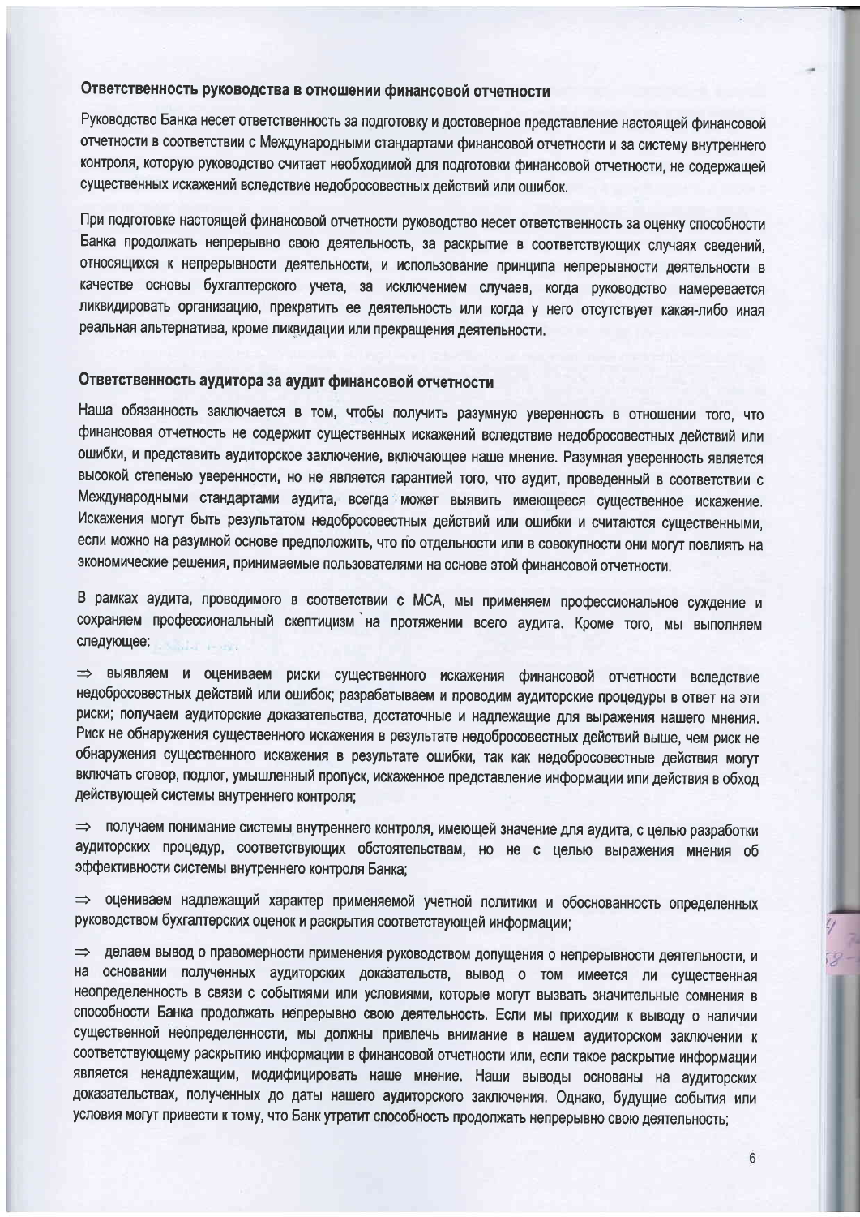### Ответственность руководства в отношении финансовой отчетности

Руководство Банка несет ответственность за подготовку и достоверное представление настоящей финансовой отчетности в соответствии с Международными стандартами финансовой отчетности и за систему внутреннего контроля, которую руководство считает необходимой для подготовки финансовой отчетности, не содержащей существенных искажений вследствие недобросовестных действий или ошибок.

При подготовке настоящей финансовой отчетности руководство несет ответственность за оценку способности Банка продолжать непрерывно свою деятельность, за раскрытие в соответствующих случаях сведений, относящихся к непрерывности деятельности, и использование принципа непрерывности деятельности в качестве основы бухгалтерского учета, за исключением случаев, когда руководство намеревается ликвидировать организацию, прекратить ее деятельность или когда у него отсутствует какая-либо иная реальная альтернатива, кроме ликвидации или прекращения деятельности.

### Ответственность аудитора за аудит финансовой отчетности

Наша обязанность заключается в том, чтобы получить разумную уверенность в отношении того, что финансовая отчетность не содержит существенных искажений вследствие недобросовестных действий или ошибки, и представить аудиторское заключение, включающее наше мнение. Разумная уверенность является высокой степенью уверенности, но не является гарантией того, что аудит, проведенный в соответствии с Международными стандартами аудита, всегда может выявить имеющееся существенное искажение. Искажения могут быть результатом недобросовестных действий или ошибки и считаются существенными, если можно на разумной основе предположить, что по отдельности или в совокупности они могут повлиять на экономические решения, принимаемые пользователями на основе этой финансовой отчетности.

В рамках аудита, проводимого в соответствии с МСА, мы применяем профессиональное суждение и сохраняем профессиональный скептицизм на протяжении всего аудита. Кроме того, мы выполняем следующее:

⇒ выявляем и оцениваем риски существенного искажения финансовой отчетности вследствие недобросовестных действий или ошибок; разрабатываем и проводим аудиторские процедуры в ответ на эти риски; получаем аудиторские доказательства, достаточные и надлежащие для выражения нашего мнения. Риск не обнаружения существенного искажения в результате недобросовестных действий выше, чем риск не обнаружения существенного искажения в результате ошибки, так как недобросовестные действия могут включать сговор, подлог, умышленный пропуск, искаженное представление информации или действия в обход действующей системы внутреннего контроля;

⇒ получаем понимание системы внутреннего контроля, имеющей значение для аудита, с целью разработки аудиторских процедур, соответствующих обстоятельствам, но не с целью выражения мнения об эффективности системы внутреннего контроля Банка;

⇒ оцениваем надлежащий характер применяемой учетной политики и обоснованность определенных руководством бухгалтерских оценок и раскрытия соответствующей информации;

⇒ делаем вывод о правомерности применения руководством допущения о непрерывности деятельности, и на основании полученных аудиторских доказательств, вывод о том имеется ли существенная неопределенность в связи с событиями или условиями, которые могут вызвать значительные сомнения в способности Банка продолжать непрерывно свою деятельность. Если мы приходим к выводу о наличии существенной неопределенности, мы должны привлечь внимание в нашем аудиторском заключении к соответствующему раскрытию информации в финансовой отчетности или, если такое раскрытие информации является ненадлежащим, модифицировать наше мнение. Наши выводы основаны на аудиторских доказательствах, полученных до даты нашего аудиторского заключения. Однако, будущие события или условия могут привести к тому, что Банк утратит способность продолжать непрерывно свою деятельность;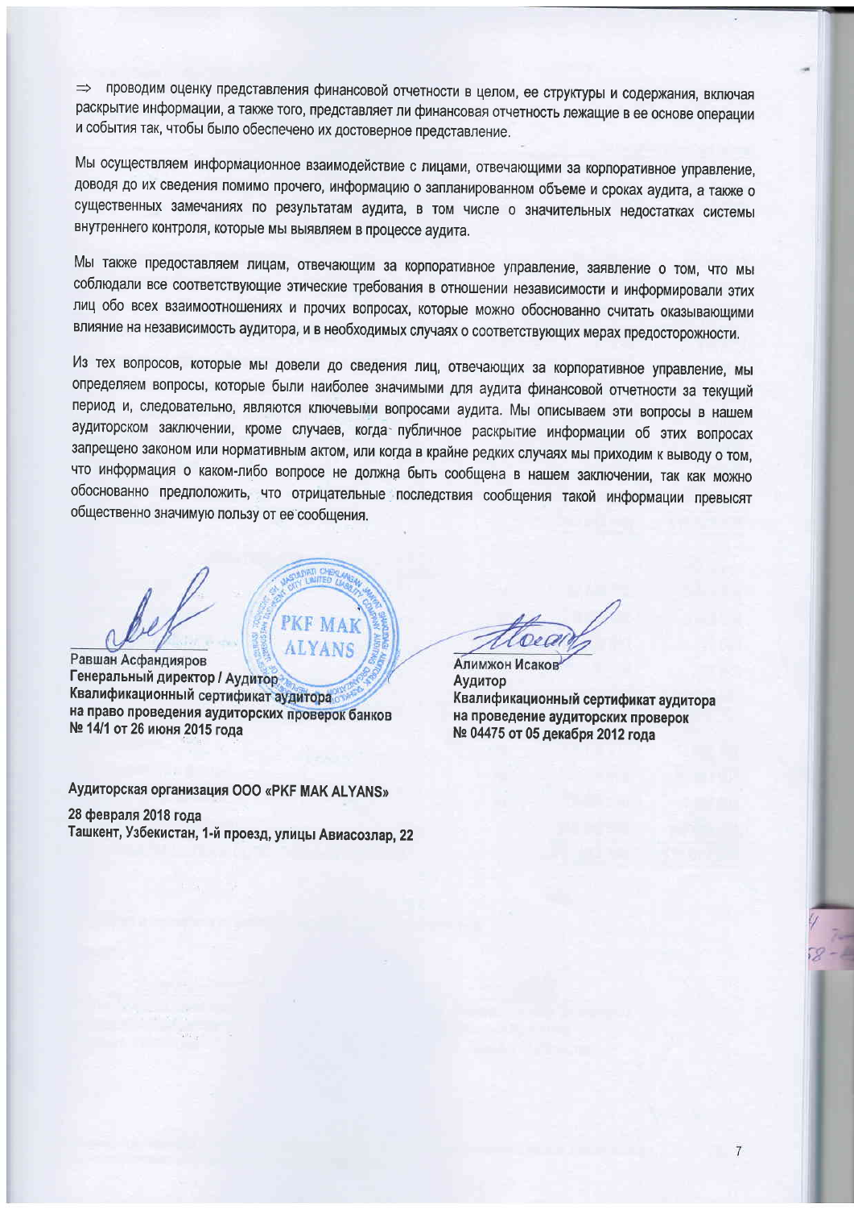⇒ проводим оценку представления финансовой отчетности в целом, ее структуры и содержания, включая раскрытие информации, а также того, представляет ли финансовая отчетность лежащие в ее основе операции и события так, чтобы было обеспечено их достоверное представление.

Мы осуществляем информационное взаимодействие с лицами, отвечающими за корпоративное управление, доводя до их сведения помимо прочего, информацию о запланированном объеме и сроках аудита, а также о существенных замечаниях по результатам аудита, в том числе о значительных недостатках системы внутреннего контроля, которые мы выявляем в процессе аудита.

Мы также предоставляем лицам, отвечающим за корпоративное управление, заявление о том, что мы соблюдали все соответствующие этические требования в отношении независимости и информировали этих лиц обо всех взаимоотношениях и прочих вопросах, которые можно обоснованно считать оказывающими влияние на независимость аудитора, и в необходимых случаях о соответствующих мерах предосторожности.

Из тех вопросов, которые мы довели до сведения лиц, отвечающих за корпоративное управление, мы определяем вопросы, которые были наиболее значимыми для аудита финансовой отчетности за текущий период и, следовательно, являются ключевыми вопросами аудита. Мы описываем эти вопросы в нашем аудиторском заключении, кроме случаев, когда публичное раскрытие информации об этих вопросах запрещено законом или нормативным актом, или когда в крайне редких случаях мы приходим к выводу о том, что информация о каком-либо вопросе не должна быть сообщена в нашем заключении, так как можно обоснованно предположить, что отрицательные последствия сообщения такой информации превысят общественно значимую пользу от ее сообщения.

**Равшан Асфандияров**
**Генеральный директор / Аудитор**
**Квалификационный сертификат аудитора на право проведения аудиторских проверок банков № 14/1 от 26 июня 2015 года**

**Алимжон Исаков**
**Аудитор**
**Квалификационный сертификат аудитора на проведение аудиторских проверок № 04475 от 05 декабря 2012 года**

**Аудиторская организация ООО «PKF MAK ALYANS»**

**28 февраля 2018 года**
**Ташкент, Узбекистан, 1-й проезд, улицы Авиасозлар, 22**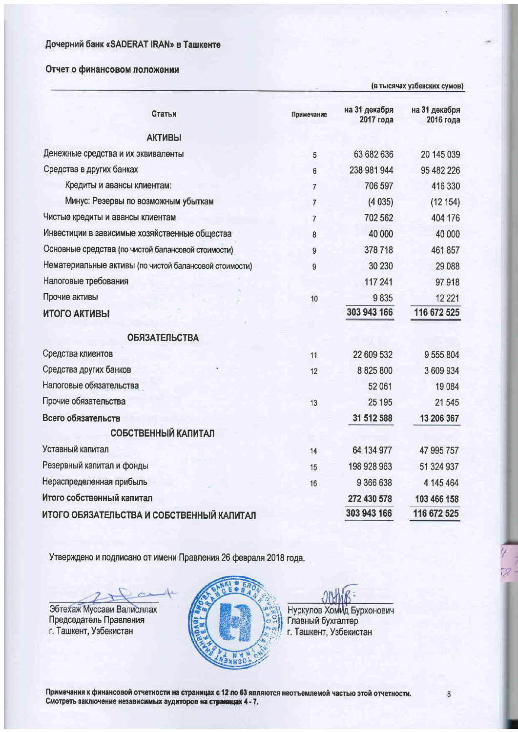**Дочерний банк «SADERAT IRAN» в Ташкенте**

## Отчет о финансовом положении

(в тысячах узбекских сумов)

| Статьи | Примечание | на 31 декабря 2017 года | на 31 декабря 2016 года |
|---|---|---|---|
| **АКТИВЫ** | | | |
| Денежные средства и их эквиваленты | 5 | 63 682 636 | 20 145 039 |
| Средства в других банках | 6 | 238 981 944 | 95 482 226 |
| Кредиты и авансы клиентам: | 7 | 706 597 | 416 330 |
| Минус: Резервы по возможным убыткам | 7 | (4 035) | (12 154) |
| Чистые кредиты и авансы клиентам | 7 | 702 562 | 404 176 |
| Инвестиции в зависимые хозяйственные общества | 8 | 40 000 | 40 000 |
| Основные средства (по чистой балансовой стоимости) | 9 | 378 718 | 461 857 |
| Нематериальные активы (по чистой балансовой стоимости) | 9 | 30 230 | 29 088 |
| Налоговые требования | | 117 241 | 97 918 |
| Прочие активы | 10 | 9 835 | 12 221 |
| **ИТОГО АКТИВЫ** | | **303 943 166** | **116 672 525** |
| **ОБЯЗАТЕЛЬСТВА** | | | |
| Средства клиентов | 11 | 22 609 532 | 9 555 804 |
| Средства других банков | 12 | 8 825 800 | 3 609 934 |
| Налоговые обязательства | | 52 061 | 19 084 |
| Прочие обязательства | 13 | 25 195 | 21 545 |
| **Всего обязательств** | | **31 512 588** | **13 206 367** |
| **СОБСТВЕННЫЙ КАПИТАЛ** | | | |
| Уставный капитал | 14 | 64 134 977 | 47 995 757 |
| Резервный капитал и фонды | 15 | 198 928 963 | 51 324 937 |
| Нераспределенная прибыль | 16 | 9 366 638 | 4 145 464 |
| **Итого собственный капитал** | | **272 430 578** | **103 466 158** |
| **ИТОГО ОБЯЗАТЕЛЬСТВА И СОБСТВЕННЫЙ КАПИТАЛ** | | **303 943 166** | **116 672 525** |

Утверждено и подписано от имени Правления 26 февраля 2018 года.

Эбтехаж Муссави Валиоллах
Председатель Правления
г. Ташкент, Узбекистан

Нуркулов Хомид Бурхонович
Главный бухгалтер
г. Ташкент, Узбекистан

**Примечания к финансовой отчетности на страницах с 12 по 63 являются неотъемлемой частью этой отчетности.**
**Смотреть заключение независимых аудиторов на страницах 4 - 7.**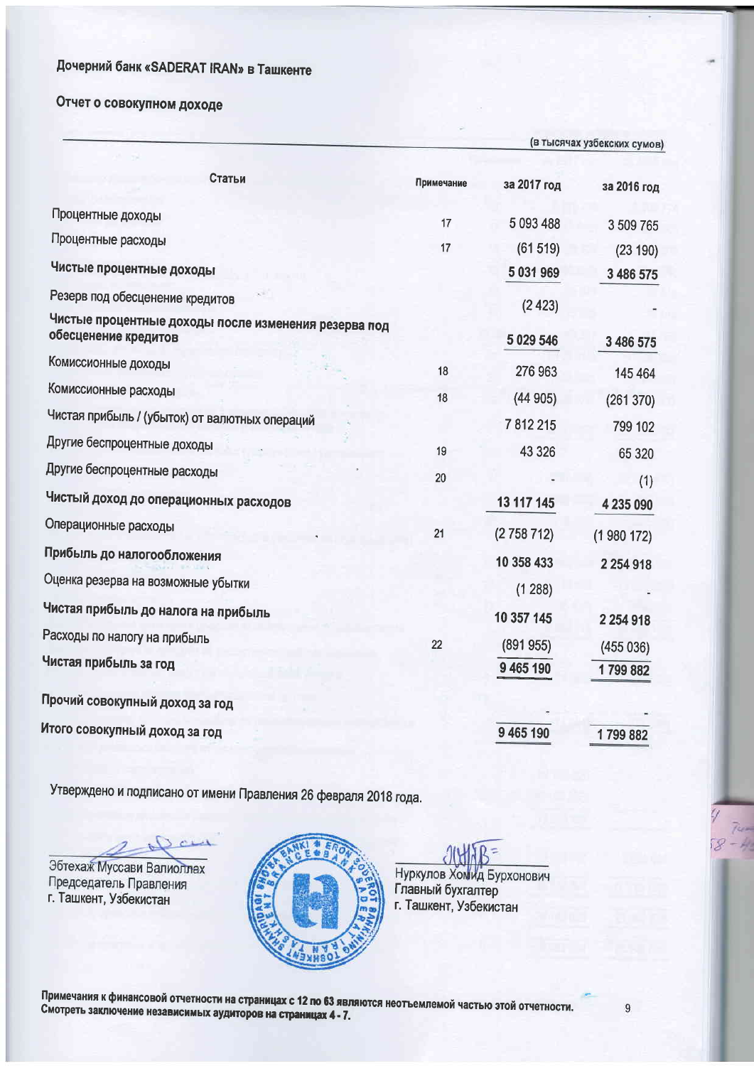**Дочерний банк «SADERAT IRAN» в Ташкенте**

## Отчет о совокупном доходе

(в тысячах узбекских сумов)

| Статьи | Примечание | за 2017 год | за 2016 год |
|---|---|---|---|
| Процентные доходы | 17 | 5 093 488 | 3 509 765 |
| Процентные расходы | 17 | (61 519) | (23 190) |
| **Чистые процентные доходы** | | **5 031 969** | **3 486 575** |
| Резерв под обесценение кредитов | | (2 423) | - |
| **Чистые процентные доходы после изменения резерва под обесценение кредитов** | | **5 029 546** | **3 486 575** |
| Комиссионные доходы | 18 | 276 963 | 145 464 |
| Комиссионные расходы | 18 | (44 905) | (261 370) |
| Чистая прибыль / (убыток) от валютных операций | | 7 812 215 | 799 102 |
| Другие беспроцентные доходы | 19 | 43 326 | 65 320 |
| Другие беспроцентные расходы | 20 | - | (1) |
| **Чистый доход до операционных расходов** | | **13 117 145** | **4 235 090** |
| Операционные расходы | 21 | (2 758 712) | (1 980 172) |
| **Прибыль до налогообложения** | | **10 358 433** | **2 254 918** |
| Оценка резерва на возможные убытки | | (1 288) | - |
| **Чистая прибыль до налога на прибыль** | | **10 357 145** | **2 254 918** |
| Расходы по налогу на прибыль | 22 | (891 955) | (455 036) |
| **Чистая прибыль за год** | | **9 465 190** | **1 799 882** |
| **Прочий совокупный доход за год** | | - | - |
| **Итого совокупный доход за год** | | **9 465 190** | **1 799 882** |

Утверждено и подписано от имени Правления 26 февраля 2018 года.

Эбтехаж Муссави Валиоллах
Председатель Правления
г. Ташкент, Узбекистан

Нуркулов Хомид Бурхонович
Главный бухгалтер
г. Ташкент, Узбекистан

**Примечания к финансовой отчетности на страницах с 12 по 63 являются неотъемлемой частью этой отчетности. Смотреть заключение независимых аудиторов на страницах 4 - 7.**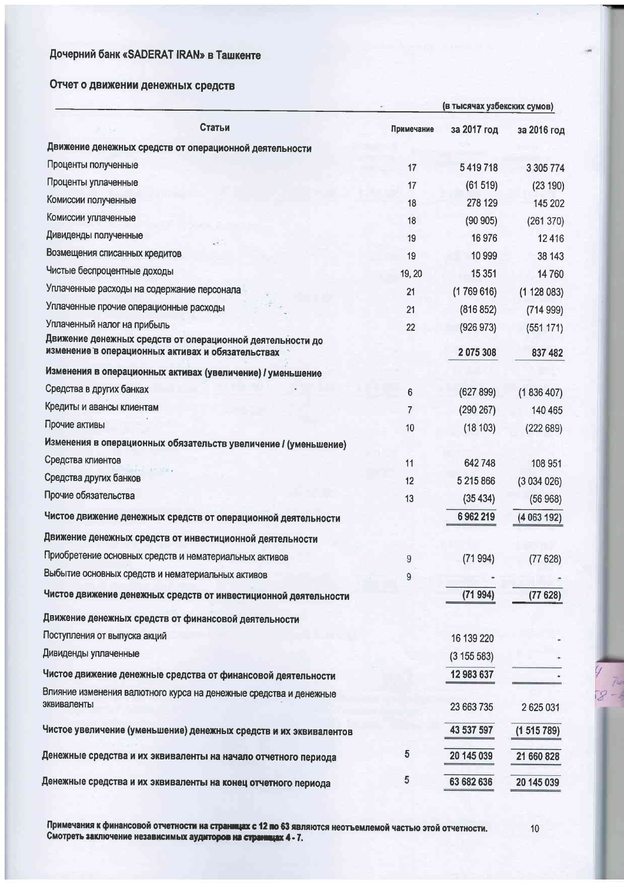## Дочерний банк «SADERAT IRAN» в Ташкенте

## Отчет о движении денежных средств

(в тысячах узбекских сумов)

| Статьи | Примечание | за 2017 год | за 2016 год |
|---|---|---|---|
| **Движение денежных средств от операционной деятельности** | | | |
| Проценты полученные | 17 | 5 419 718 | 3 305 774 |
| Проценты уплаченные | 17 | (61 519) | (23 190) |
| Комиссии полученные | 18 | 278 129 | 145 202 |
| Комиссии уплаченные | 18 | (90 905) | (261 370) |
| Дивиденды полученные | 19 | 16 976 | 12 416 |
| Возмещения списанных кредитов | 19 | 10 999 | 38 143 |
| Чистые беспроцентные доходы | 19, 20 | 15 351 | 14 760 |
| Уплаченные расходы на содержание персонала | 21 | (1 769 616) | (1 128 083) |
| Уплаченные прочие операционные расходы | 21 | (816 852) | (714 999) |
| Уплаченный налог на прибыль | 22 | (926 973) | (551 171) |
| **Движение денежных средств от операционной деятельности до изменение в операционных активах и обязательствах** | | **2 075 308** | **837 482** |
| **Изменения в операционных активах (увеличение) / уменьшение** | | | |
| Средства в других банках | 6 | (627 899) | (1 836 407) |
| Кредиты и авансы клиентам | 7 | (290 267) | 140 465 |
| Прочие активы | 10 | (18 103) | (222 689) |
| **Изменения в операционных обязательств увеличение / (уменьшение)** | | | |
| Средства клиентов | 11 | 642 748 | 108 951 |
| Средства других банков | 12 | 5 215 866 | (3 034 026) |
| Прочие обязательства | 13 | (35 434) | (56 968) |
| **Чистое движение денежных средств от операционной деятельности** | | **6 962 219** | **(4 063 192)** |
| **Движение денежных средств от инвестиционной деятельности** | | | |
| Приобретение основных средств и нематериальных активов | 9 | (71 994) | (77 628) |
| Выбытие основных средств и нематериальных активов | 9 | - | - |
| **Чистое движение денежных средств от инвестиционной деятельности** | | **(71 994)** | **(77 628)** |
| **Движение денежных средств от финансовой деятельности** | | | |
| Поступления от выпуска акций | | 16 139 220 | - |
| Дивиденды уплаченные | | (3 155 583) | - |
| **Чистое движение денежные средства от финансовой деятельности** | | **12 983 637** | **-** |
| Влияние изменения валютного курса на денежные средства и денежные эквиваленты | | 23 663 735 | 2 625 031 |
| **Чистое увеличение (уменьшение) денежных средств и их эквивалентов** | | **43 537 597** | **(1 515 789)** |
| **Денежные средства и их эквиваленты на начало отчетного периода** | 5 | **20 145 039** | **21 660 828** |
| **Денежные средства и их эквиваленты на конец отчетного периода** | 5 | **63 682 636** | **20 145 039** |

**Примечания к финансовой отчетности на страницах с 12 по 63 являются неотъемлемой частью этой отчетности. Смотреть заключение независимых аудиторов на страницах 4 - 7.**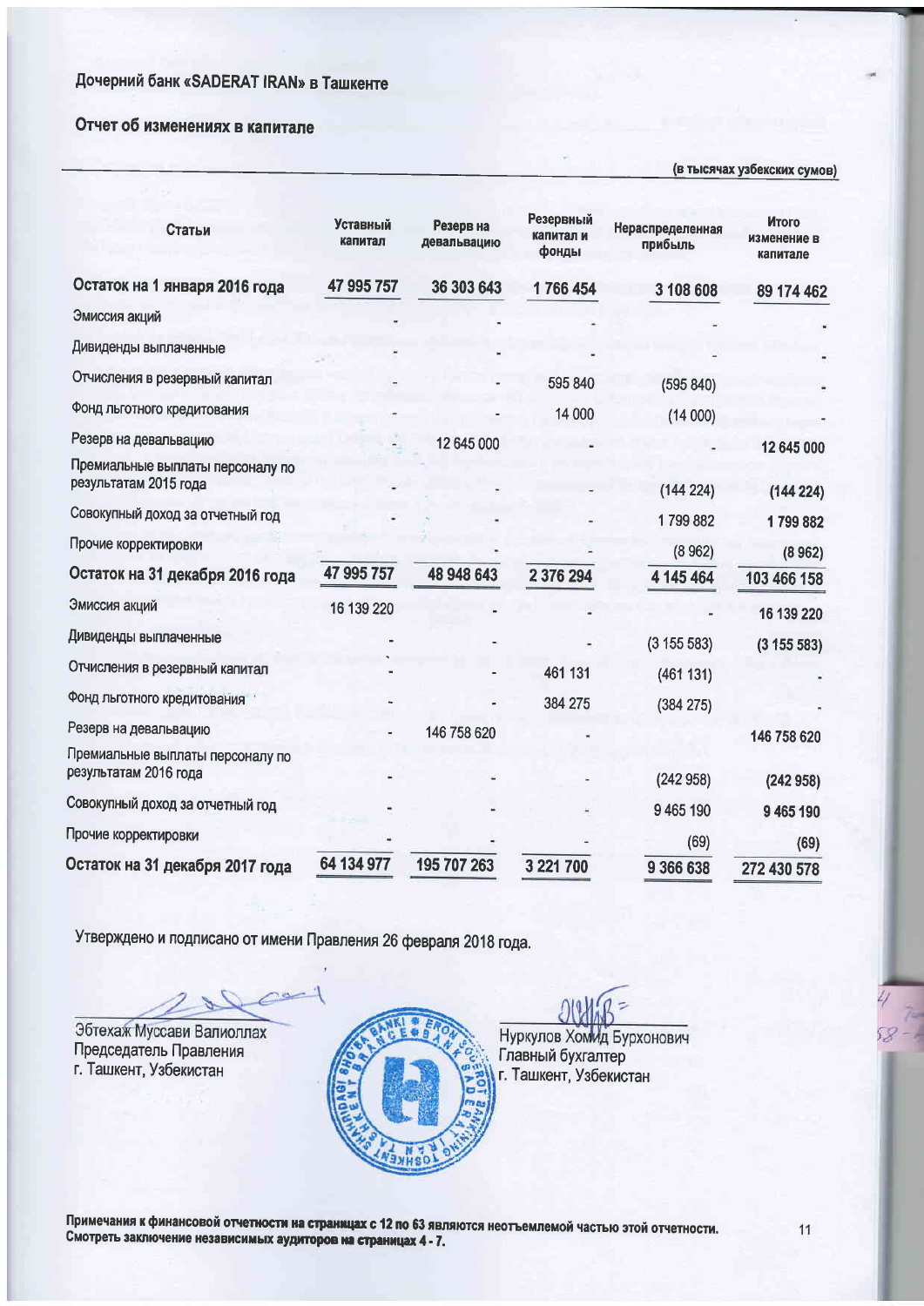Дочерний банк «SADERAT IRAN» в Ташкенте

## Отчет об изменениях в капитале

(в тысячах узбекских сумов)

| Статьи | Уставный капитал | Резерв на девальвацию | Резервный капитал и фонды | Нераспределенная прибыль | Итого изменение в капитале |
|---|---|---|---|---|---|
| **Остаток на 1 января 2016 года** | **47 995 757** | **36 303 643** | **1 766 454** | **3 108 608** | **89 174 462** |
| Эмиссия акций | - | - | - | - | - |
| Дивиденды выплаченные | - | - | - | - | - |
| Отчисления в резервный капитал | - | - | 595 840 | (595 840) | - |
| Фонд льготного кредитования | - | - | 14 000 | (14 000) | - |
| Резерв на девальвацию | - | 12 645 000 | - | - | 12 645 000 |
| Премиальные выплаты персоналу по результатам 2015 года | - | - | - | (144 224) | (144 224) |
| Совокупный доход за отчетный год | - | - | - | 1 799 882 | 1 799 882 |
| Прочие корректировки | - | - | - | (8 962) | (8 962) |
| **Остаток на 31 декабря 2016 года** | **47 995 757** | **48 948 643** | **2 376 294** | **4 145 464** | **103 466 158** |
| Эмиссия акций | 16 139 220 | - | - | - | 16 139 220 |
| Дивиденды выплаченные | - | - | - | (3 155 583) | (3 155 583) |
| Отчисления в резервный капитал | - | - | 461 131 | (461 131) | - |
| Фонд льготного кредитования | - | - | 384 275 | (384 275) | - |
| Резерв на девальвацию | - | 146 758 620 | - | | 146 758 620 |
| Премиальные выплаты персоналу по результатам 2016 года | - | - | - | (242 958) | (242 958) |
| Совокупный доход за отчетный год | - | - | - | 9 465 190 | 9 465 190 |
| Прочие корректировки | - | - | - | (69) | (69) |
| **Остаток на 31 декабря 2017 года** | **64 134 977** | **195 707 263** | **3 221 700** | **9 366 638** | **272 430 578** |

Утверждено и подписано от имени Правления 26 февраля 2018 года.

Эбтехаж Муссави Валиоллах
Председатель Правления
г. Ташкент, Узбекистан

Нуркулов Хомид Бурхонович
Главный бухгалтер
г. Ташкент, Узбекистан

**Примечания к финансовой отчетности на страницах с 12 по 63 являются неотъемлемой частью этой отчетности. Смотреть заключение независимых аудиторов на страницах 4 - 7.**